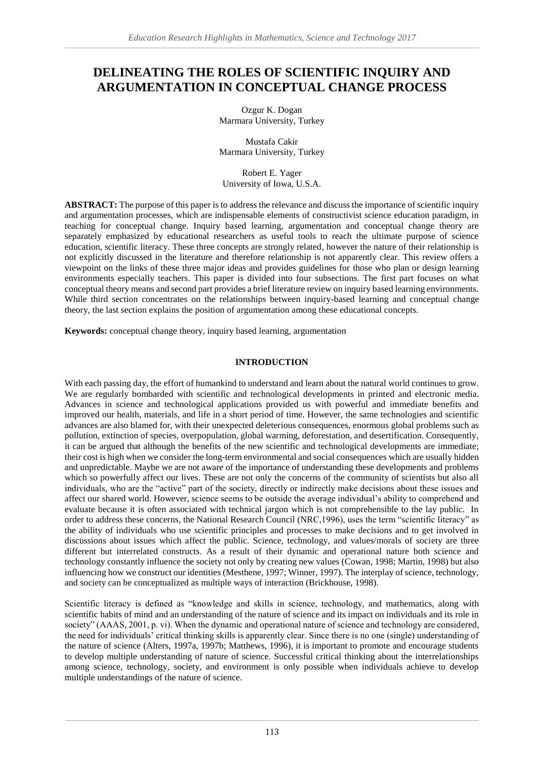# DELINEATING THE ROLES OF SCIENTIFIC INQUIRY AND ARGUMENTATION IN CONCEPTUAL CHANGE PROCESS

Ozgur K. Dogan
Marmara University, Turkey

Mustafa Cakir
Marmara University, Turkey

Robert E. Yager
University of Iowa, U.S.A.

**ABSTRACT:** The purpose of this paper is to address the relevance and discuss the importance of scientific inquiry and argumentation processes, which are indispensable elements of constructivist science education paradigm, in teaching for conceptual change. Inquiry based learning, argumentation and conceptual change theory are separately emphasized by educational researchers as useful tools to reach the ultimate purpose of science education, scientific literacy. These three concepts are strongly related, however the nature of their relationship is not explicitly discussed in the literature and therefore relationship is not apparently clear. This review offers a viewpoint on the links of these three major ideas and provides guidelines for those who plan or design learning environments especially teachers. This paper is divided into four subsections. The first part focuses on what conceptual theory means and second part provides a brief literature review on inquiry based learning environments. While third section concentrates on the relationships between inquiry-based learning and conceptual change theory, the last section explains the position of argumentation among these educational concepts.

**Keywords:** conceptual change theory, inquiry based learning, argumentation

## INTRODUCTION

With each passing day, the effort of humankind to understand and learn about the natural world continues to grow. We are regularly bombarded with scientific and technological developments in printed and electronic media. Advances in science and technological applications provided us with powerful and immediate benefits and improved our health, materials, and life in a short period of time. However, the same technologies and scientific advances are also blamed for, with their unexpected deleterious consequences, enormous global problems such as pollution, extinction of species, overpopulation, global warming, deforestation, and desertification. Consequently, it can be argued that although the benefits of the new scientific and technological developments are immediate; their cost is high when we consider the long-term environmental and social consequences which are usually hidden and unpredictable. Maybe we are not aware of the importance of understanding these developments and problems which so powerfully affect our lives. These are not only the concerns of the community of scientists but also all individuals, who are the "active" part of the society, directly or indirectly make decisions about these issues and affect our shared world. However, science seems to be outside the average individual's ability to comprehend and evaluate because it is often associated with technical jargon which is not comprehensible to the lay public. In order to address these concerns, the National Research Council (NRC,1996), uses the term "scientific literacy" as the ability of individuals who use scientific principles and processes to make decisions and to get involved in discussions about issues which affect the public. Science, technology, and values/morals of society are three different but interrelated constructs. As a result of their dynamic and operational nature both science and technology constantly influence the society not only by creating new values (Cowan, 1998; Martin, 1998) but also influencing how we construct our identities (Mesthene, 1997; Winner, 1997). The interplay of science, technology, and society can be conceptualized as multiple ways of interaction (Brickhouse, 1998).

Scientific literacy is defined as "knowledge and skills in science, technology, and mathematics, along with scientific habits of mind and an understanding of the nature of science and its impact on individuals and its role in society" (AAAS, 2001, p. vi). When the dynamic and operational nature of science and technology are considered, the need for individuals' critical thinking skills is apparently clear. Since there is no one (single) understanding of the nature of science (Alters, 1997a, 1997b; Matthews, 1996), it is important to promote and encourage students to develop multiple understanding of nature of science. Successful critical thinking about the interrelationships among science, technology, society, and environment is only possible when individuals achieve to develop multiple understandings of the nature of science.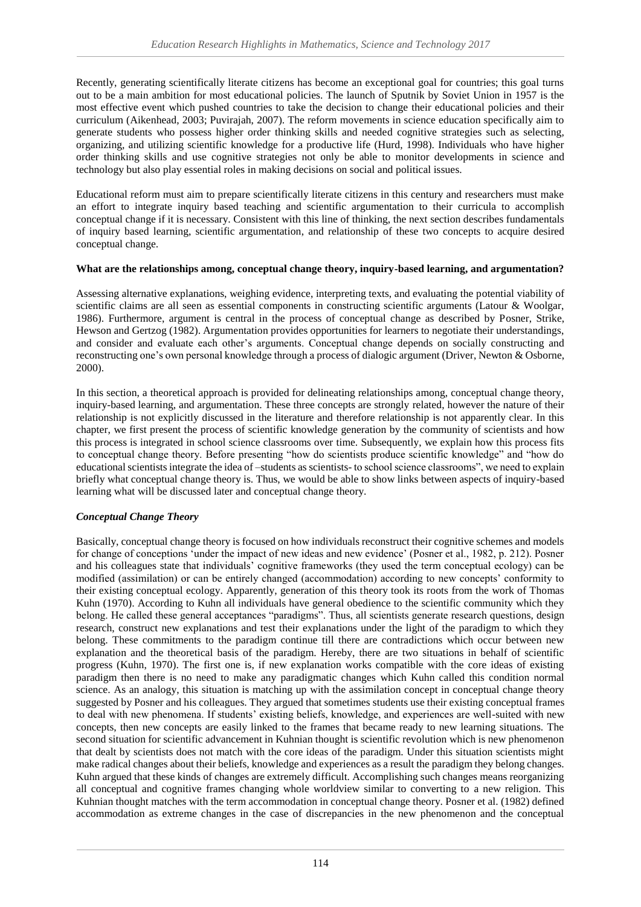Recently, generating scientifically literate citizens has become an exceptional goal for countries; this goal turns out to be a main ambition for most educational policies. The launch of Sputnik by Soviet Union in 1957 is the most effective event which pushed countries to take the decision to change their educational policies and their curriculum (Aikenhead, 2003; Puvirajah, 2007). The reform movements in science education specifically aim to generate students who possess higher order thinking skills and needed cognitive strategies such as selecting, organizing, and utilizing scientific knowledge for a productive life (Hurd, 1998). Individuals who have higher order thinking skills and use cognitive strategies not only be able to monitor developments in science and technology but also play essential roles in making decisions on social and political issues.

Educational reform must aim to prepare scientifically literate citizens in this century and researchers must make an effort to integrate inquiry based teaching and scientific argumentation to their curricula to accomplish conceptual change if it is necessary. Consistent with this line of thinking, the next section describes fundamentals of inquiry based learning, scientific argumentation, and relationship of these two concepts to acquire desired conceptual change.

**What are the relationships among, conceptual change theory, inquiry-based learning, and argumentation?**

Assessing alternative explanations, weighing evidence, interpreting texts, and evaluating the potential viability of scientific claims are all seen as essential components in constructing scientific arguments (Latour & Woolgar, 1986). Furthermore, argument is central in the process of conceptual change as described by Posner, Strike, Hewson and Gertzog (1982). Argumentation provides opportunities for learners to negotiate their understandings, and consider and evaluate each other's arguments. Conceptual change depends on socially constructing and reconstructing one's own personal knowledge through a process of dialogic argument (Driver, Newton & Osborne, 2000).

In this section, a theoretical approach is provided for delineating relationships among, conceptual change theory, inquiry-based learning, and argumentation. These three concepts are strongly related, however the nature of their relationship is not explicitly discussed in the literature and therefore relationship is not apparently clear. In this chapter, we first present the process of scientific knowledge generation by the community of scientists and how this process is integrated in school science classrooms over time. Subsequently, we explain how this process fits to conceptual change theory. Before presenting "how do scientists produce scientific knowledge" and "how do educational scientists integrate the idea of –students as scientists- to school science classrooms", we need to explain briefly what conceptual change theory is. Thus, we would be able to show links between aspects of inquiry-based learning what will be discussed later and conceptual change theory.

***Conceptual Change Theory***

Basically, conceptual change theory is focused on how individuals reconstruct their cognitive schemes and models for change of conceptions 'under the impact of new ideas and new evidence' (Posner et al., 1982, p. 212). Posner and his colleagues state that individuals' cognitive frameworks (they used the term conceptual ecology) can be modified (assimilation) or can be entirely changed (accommodation) according to new concepts' conformity to their existing conceptual ecology. Apparently, generation of this theory took its roots from the work of Thomas Kuhn (1970). According to Kuhn all individuals have general obedience to the scientific community which they belong. He called these general acceptances "paradigms". Thus, all scientists generate research questions, design research, construct new explanations and test their explanations under the light of the paradigm to which they belong. These commitments to the paradigm continue till there are contradictions which occur between new explanation and the theoretical basis of the paradigm. Hereby, there are two situations in behalf of scientific progress (Kuhn, 1970). The first one is, if new explanation works compatible with the core ideas of existing paradigm then there is no need to make any paradigmatic changes which Kuhn called this condition normal science. As an analogy, this situation is matching up with the assimilation concept in conceptual change theory suggested by Posner and his colleagues. They argued that sometimes students use their existing conceptual frames to deal with new phenomena. If students' existing beliefs, knowledge, and experiences are well-suited with new concepts, then new concepts are easily linked to the frames that became ready to new learning situations. The second situation for scientific advancement in Kuhnian thought is scientific revolution which is new phenomenon that dealt by scientists does not match with the core ideas of the paradigm. Under this situation scientists might make radical changes about their beliefs, knowledge and experiences as a result the paradigm they belong changes. Kuhn argued that these kinds of changes are extremely difficult. Accomplishing such changes means reorganizing all conceptual and cognitive frames changing whole worldview similar to converting to a new religion. This Kuhnian thought matches with the term accommodation in conceptual change theory. Posner et al. (1982) defined accommodation as extreme changes in the case of discrepancies in the new phenomenon and the conceptual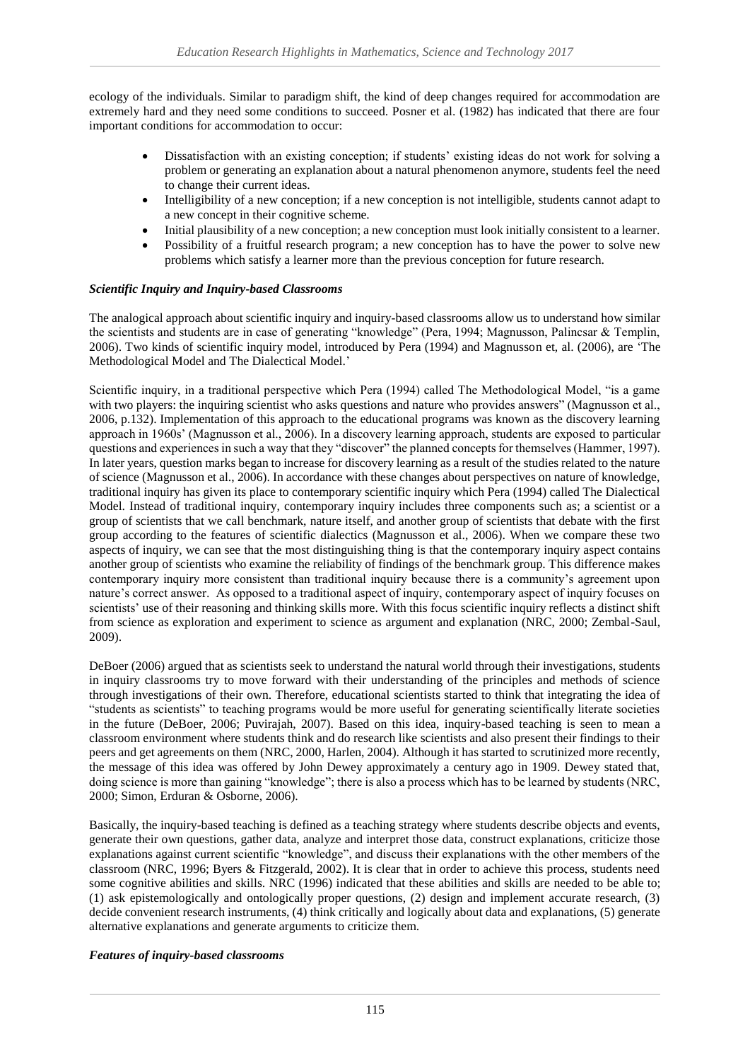ecology of the individuals. Similar to paradigm shift, the kind of deep changes required for accommodation are extremely hard and they need some conditions to succeed. Posner et al. (1982) has indicated that there are four important conditions for accommodation to occur:

- Dissatisfaction with an existing conception; if students' existing ideas do not work for solving a problem or generating an explanation about a natural phenomenon anymore, students feel the need to change their current ideas.
- Intelligibility of a new conception; if a new conception is not intelligible, students cannot adapt to a new concept in their cognitive scheme.
- Initial plausibility of a new conception; a new conception must look initially consistent to a learner.
- Possibility of a fruitful research program; a new conception has to have the power to solve new problems which satisfy a learner more than the previous conception for future research.

### *Scientific Inquiry and Inquiry-based Classrooms*

The analogical approach about scientific inquiry and inquiry-based classrooms allow us to understand how similar the scientists and students are in case of generating "knowledge" (Pera, 1994; Magnusson, Palincsar & Templin, 2006). Two kinds of scientific inquiry model, introduced by Pera (1994) and Magnusson et, al. (2006), are 'The Methodological Model and The Dialectical Model.'

Scientific inquiry, in a traditional perspective which Pera (1994) called The Methodological Model, "is a game with two players: the inquiring scientist who asks questions and nature who provides answers" (Magnusson et al., 2006, p.132). Implementation of this approach to the educational programs was known as the discovery learning approach in 1960s' (Magnusson et al., 2006). In a discovery learning approach, students are exposed to particular questions and experiences in such a way that they "discover" the planned concepts for themselves (Hammer, 1997). In later years, question marks began to increase for discovery learning as a result of the studies related to the nature of science (Magnusson et al., 2006). In accordance with these changes about perspectives on nature of knowledge, traditional inquiry has given its place to contemporary scientific inquiry which Pera (1994) called The Dialectical Model. Instead of traditional inquiry, contemporary inquiry includes three components such as; a scientist or a group of scientists that we call benchmark, nature itself, and another group of scientists that debate with the first group according to the features of scientific dialectics (Magnusson et al., 2006). When we compare these two aspects of inquiry, we can see that the most distinguishing thing is that the contemporary inquiry aspect contains another group of scientists who examine the reliability of findings of the benchmark group. This difference makes contemporary inquiry more consistent than traditional inquiry because there is a community's agreement upon nature's correct answer. As opposed to a traditional aspect of inquiry, contemporary aspect of inquiry focuses on scientists' use of their reasoning and thinking skills more. With this focus scientific inquiry reflects a distinct shift from science as exploration and experiment to science as argument and explanation (NRC, 2000; Zembal-Saul, 2009).

DeBoer (2006) argued that as scientists seek to understand the natural world through their investigations, students in inquiry classrooms try to move forward with their understanding of the principles and methods of science through investigations of their own. Therefore, educational scientists started to think that integrating the idea of "students as scientists" to teaching programs would be more useful for generating scientifically literate societies in the future (DeBoer, 2006; Puvirajah, 2007). Based on this idea, inquiry-based teaching is seen to mean a classroom environment where students think and do research like scientists and also present their findings to their peers and get agreements on them (NRC, 2000, Harlen, 2004). Although it has started to scrutinized more recently, the message of this idea was offered by John Dewey approximately a century ago in 1909. Dewey stated that, doing science is more than gaining "knowledge"; there is also a process which has to be learned by students (NRC, 2000; Simon, Erduran & Osborne, 2006).

Basically, the inquiry-based teaching is defined as a teaching strategy where students describe objects and events, generate their own questions, gather data, analyze and interpret those data, construct explanations, criticize those explanations against current scientific "knowledge", and discuss their explanations with the other members of the classroom (NRC, 1996; Byers & Fitzgerald, 2002). It is clear that in order to achieve this process, students need some cognitive abilities and skills. NRC (1996) indicated that these abilities and skills are needed to be able to; (1) ask epistemologically and ontologically proper questions, (2) design and implement accurate research, (3) decide convenient research instruments, (4) think critically and logically about data and explanations, (5) generate alternative explanations and generate arguments to criticize them.

### *Features of inquiry-based classrooms*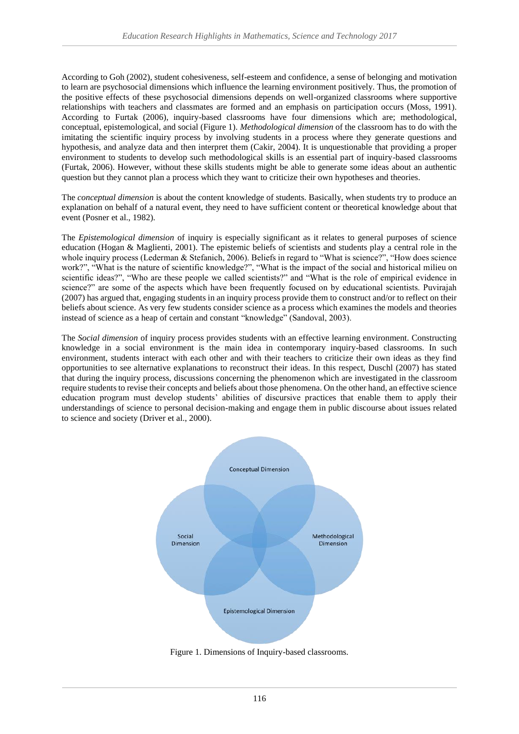According to Goh (2002), student cohesiveness, self-esteem and confidence, a sense of belonging and motivation to learn are psychosocial dimensions which influence the learning environment positively. Thus, the promotion of the positive effects of these psychosocial dimensions depends on well-organized classrooms where supportive relationships with teachers and classmates are formed and an emphasis on participation occurs (Moss, 1991). According to Furtak (2006), inquiry-based classrooms have four dimensions which are; methodological, conceptual, epistemological, and social (Figure 1). *Methodological dimension* of the classroom has to do with the imitating the scientific inquiry process by involving students in a process where they generate questions and hypothesis, and analyze data and then interpret them (Cakir, 2004). It is unquestionable that providing a proper environment to students to develop such methodological skills is an essential part of inquiry-based classrooms (Furtak, 2006). However, without these skills students might be able to generate some ideas about an authentic question but they cannot plan a process which they want to criticize their own hypotheses and theories.

The *conceptual dimension* is about the content knowledge of students. Basically, when students try to produce an explanation on behalf of a natural event, they need to have sufficient content or theoretical knowledge about that event (Posner et al., 1982).

The *Epistemological dimension* of inquiry is especially significant as it relates to general purposes of science education (Hogan & Maglienti, 2001). The epistemic beliefs of scientists and students play a central role in the whole inquiry process (Lederman & Stefanich, 2006). Beliefs in regard to "What is science?", "How does science work?", "What is the nature of scientific knowledge?", "What is the impact of the social and historical milieu on scientific ideas?", "Who are these people we called scientists?" and "What is the role of empirical evidence in science?" are some of the aspects which have been frequently focused on by educational scientists. Puvirajah (2007) has argued that, engaging students in an inquiry process provide them to construct and/or to reflect on their beliefs about science. As very few students consider science as a process which examines the models and theories instead of science as a heap of certain and constant "knowledge" (Sandoval, 2003).

The *Social dimension* of inquiry process provides students with an effective learning environment. Constructing knowledge in a social environment is the main idea in contemporary inquiry-based classrooms. In such environment, students interact with each other and with their teachers to criticize their own ideas as they find opportunities to see alternative explanations to reconstruct their ideas. In this respect, Duschl (2007) has stated that during the inquiry process, discussions concerning the phenomenon which are investigated in the classroom require students to revise their concepts and beliefs about those phenomena. On the other hand, an effective science education program must develop students' abilities of discursive practices that enable them to apply their understandings of science to personal decision-making and engage them in public discourse about issues related to science and society (Driver et al., 2000).

Conceptual Dimension

Social Dimension

Methodological Dimension

Epistemological Dimension

Figure 1. Dimensions of Inquiry-based classrooms.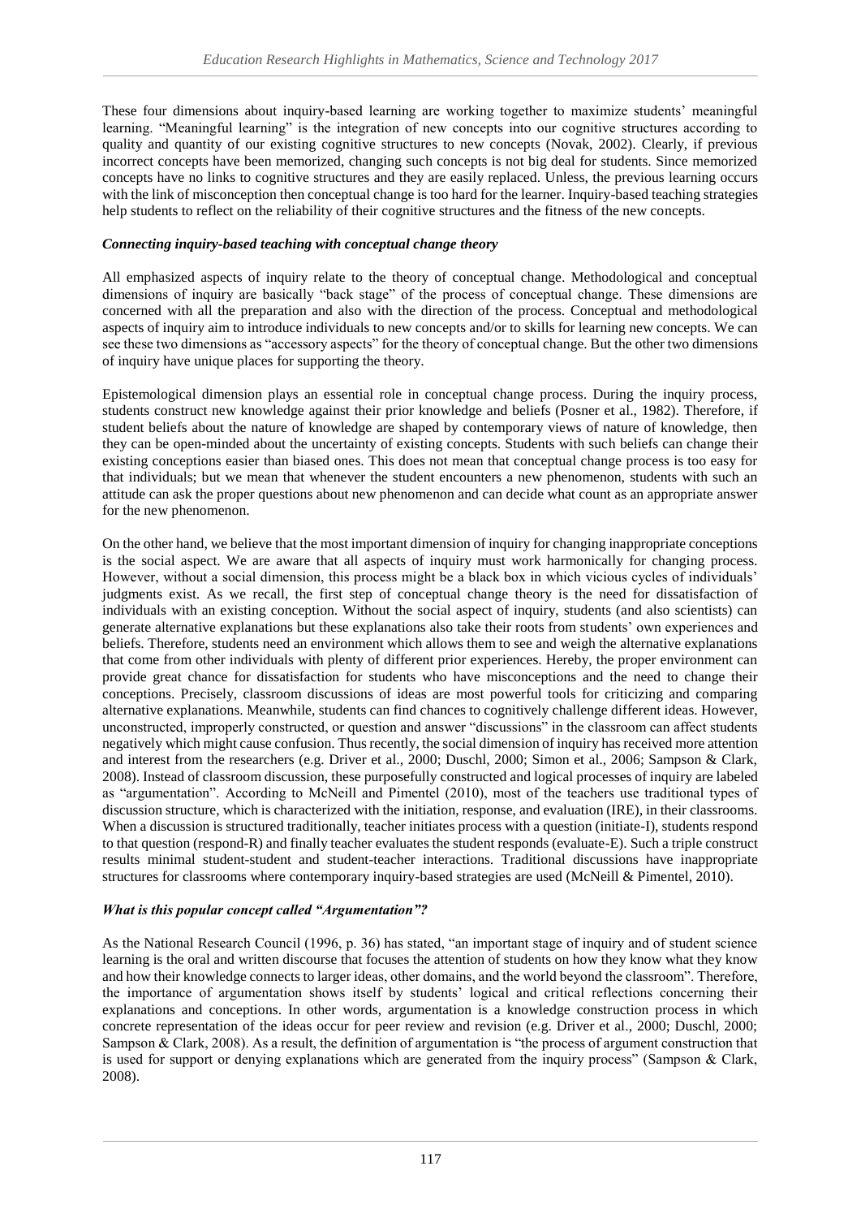These four dimensions about inquiry-based learning are working together to maximize students' meaningful learning. "Meaningful learning" is the integration of new concepts into our cognitive structures according to quality and quantity of our existing cognitive structures to new concepts (Novak, 2002). Clearly, if previous incorrect concepts have been memorized, changing such concepts is not big deal for students. Since memorized concepts have no links to cognitive structures and they are easily replaced. Unless, the previous learning occurs with the link of misconception then conceptual change is too hard for the learner. Inquiry-based teaching strategies help students to reflect on the reliability of their cognitive structures and the fitness of the new concepts.

### *Connecting inquiry-based teaching with conceptual change theory*

All emphasized aspects of inquiry relate to the theory of conceptual change. Methodological and conceptual dimensions of inquiry are basically "back stage" of the process of conceptual change. These dimensions are concerned with all the preparation and also with the direction of the process. Conceptual and methodological aspects of inquiry aim to introduce individuals to new concepts and/or to skills for learning new concepts. We can see these two dimensions as "accessory aspects" for the theory of conceptual change. But the other two dimensions of inquiry have unique places for supporting the theory.

Epistemological dimension plays an essential role in conceptual change process. During the inquiry process, students construct new knowledge against their prior knowledge and beliefs (Posner et al., 1982). Therefore, if student beliefs about the nature of knowledge are shaped by contemporary views of nature of knowledge, then they can be open-minded about the uncertainty of existing concepts. Students with such beliefs can change their existing conceptions easier than biased ones. This does not mean that conceptual change process is too easy for that individuals; but we mean that whenever the student encounters a new phenomenon, students with such an attitude can ask the proper questions about new phenomenon and can decide what count as an appropriate answer for the new phenomenon.

On the other hand, we believe that the most important dimension of inquiry for changing inappropriate conceptions is the social aspect. We are aware that all aspects of inquiry must work harmonically for changing process. However, without a social dimension, this process might be a black box in which vicious cycles of individuals' judgments exist. As we recall, the first step of conceptual change theory is the need for dissatisfaction of individuals with an existing conception. Without the social aspect of inquiry, students (and also scientists) can generate alternative explanations but these explanations also take their roots from students' own experiences and beliefs. Therefore, students need an environment which allows them to see and weigh the alternative explanations that come from other individuals with plenty of different prior experiences. Hereby, the proper environment can provide great chance for dissatisfaction for students who have misconceptions and the need to change their conceptions. Precisely, classroom discussions of ideas are most powerful tools for criticizing and comparing alternative explanations. Meanwhile, students can find chances to cognitively challenge different ideas. However, unconstructed, improperly constructed, or question and answer "discussions" in the classroom can affect students negatively which might cause confusion. Thus recently, the social dimension of inquiry has received more attention and interest from the researchers (e.g. Driver et al., 2000; Duschl, 2000; Simon et al., 2006; Sampson & Clark, 2008). Instead of classroom discussion, these purposefully constructed and logical processes of inquiry are labeled as "argumentation". According to McNeill and Pimentel (2010), most of the teachers use traditional types of discussion structure, which is characterized with the initiation, response, and evaluation (IRE), in their classrooms. When a discussion is structured traditionally, teacher initiates process with a question (initiate-I), students respond to that question (respond-R) and finally teacher evaluates the student responds (evaluate-E). Such a triple construct results minimal student-student and student-teacher interactions. Traditional discussions have inappropriate structures for classrooms where contemporary inquiry-based strategies are used (McNeill & Pimentel, 2010).

### *What is this popular concept called "Argumentation"?*

As the National Research Council (1996, p. 36) has stated, "an important stage of inquiry and of student science learning is the oral and written discourse that focuses the attention of students on how they know what they know and how their knowledge connects to larger ideas, other domains, and the world beyond the classroom". Therefore, the importance of argumentation shows itself by students' logical and critical reflections concerning their explanations and conceptions. In other words, argumentation is a knowledge construction process in which concrete representation of the ideas occur for peer review and revision (e.g. Driver et al., 2000; Duschl, 2000; Sampson & Clark, 2008). As a result, the definition of argumentation is "the process of argument construction that is used for support or denying explanations which are generated from the inquiry process" (Sampson & Clark, 2008).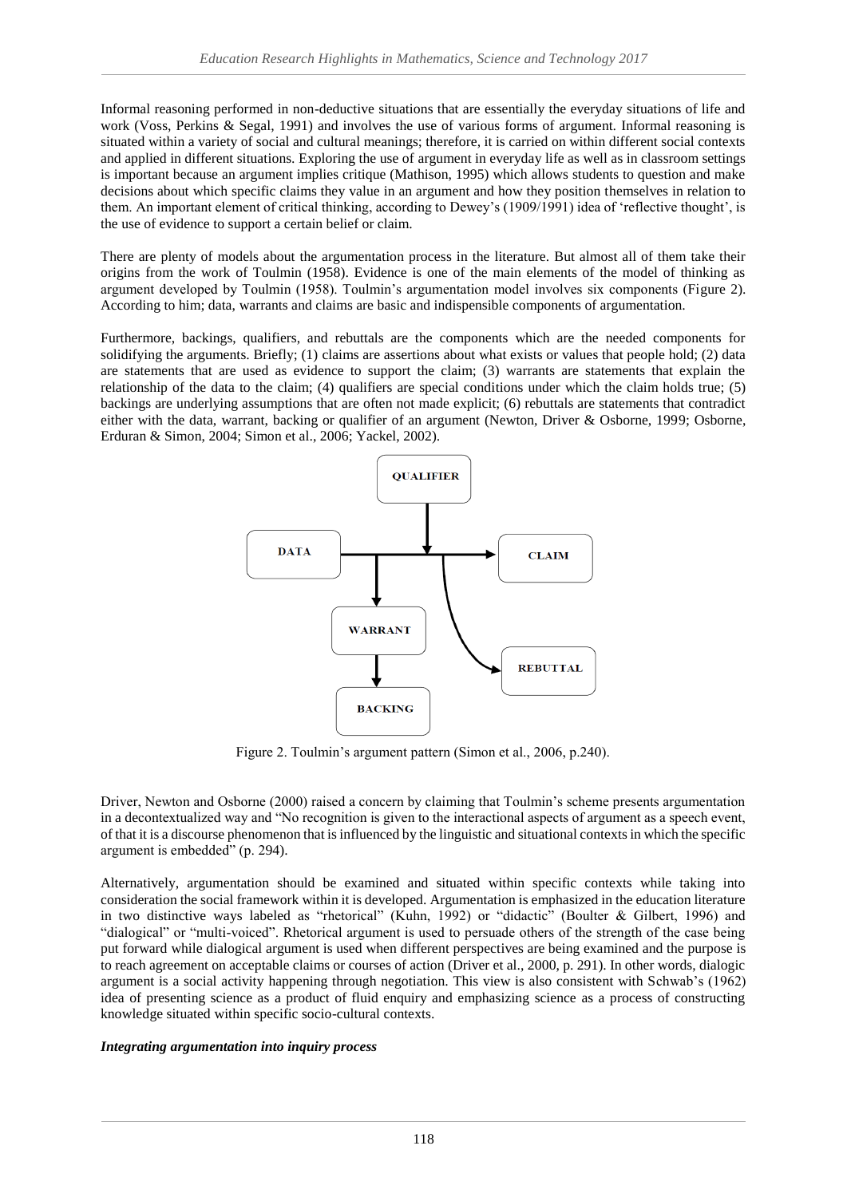Informal reasoning performed in non-deductive situations that are essentially the everyday situations of life and work (Voss, Perkins & Segal, 1991) and involves the use of various forms of argument. Informal reasoning is situated within a variety of social and cultural meanings; therefore, it is carried on within different social contexts and applied in different situations. Exploring the use of argument in everyday life as well as in classroom settings is important because an argument implies critique (Mathison, 1995) which allows students to question and make decisions about which specific claims they value in an argument and how they position themselves in relation to them. An important element of critical thinking, according to Dewey's (1909/1991) idea of 'reflective thought', is the use of evidence to support a certain belief or claim.

There are plenty of models about the argumentation process in the literature. But almost all of them take their origins from the work of Toulmin (1958). Evidence is one of the main elements of the model of thinking as argument developed by Toulmin (1958). Toulmin's argumentation model involves six components (Figure 2). According to him; data, warrants and claims are basic and indispensible components of argumentation.

Furthermore, backings, qualifiers, and rebuttals are the components which are the needed components for solidifying the arguments. Briefly; (1) claims are assertions about what exists or values that people hold; (2) data are statements that are used as evidence to support the claim; (3) warrants are statements that explain the relationship of the data to the claim; (4) qualifiers are special conditions under which the claim holds true; (5) backings are underlying assumptions that are often not made explicit; (6) rebuttals are statements that contradict either with the data, warrant, backing or qualifier of an argument (Newton, Driver & Osborne, 1999; Osborne, Erduran & Simon, 2004; Simon et al., 2006; Yackel, 2002).

QUALIFIER

DATA

CLAIM

WARRANT

REBUTTAL

BACKING

Figure 2. Toulmin's argument pattern (Simon et al., 2006, p.240).

Driver, Newton and Osborne (2000) raised a concern by claiming that Toulmin's scheme presents argumentation in a decontextualized way and "No recognition is given to the interactional aspects of argument as a speech event, of that it is a discourse phenomenon that is influenced by the linguistic and situational contexts in which the specific argument is embedded" (p. 294).

Alternatively, argumentation should be examined and situated within specific contexts while taking into consideration the social framework within it is developed. Argumentation is emphasized in the education literature in two distinctive ways labeled as "rhetorical" (Kuhn, 1992) or "didactic" (Boulter & Gilbert, 1996) and "dialogical" or "multi-voiced". Rhetorical argument is used to persuade others of the strength of the case being put forward while dialogical argument is used when different perspectives are being examined and the purpose is to reach agreement on acceptable claims or courses of action (Driver et al., 2000, p. 291). In other words, dialogic argument is a social activity happening through negotiation. This view is also consistent with Schwab's (1962) idea of presenting science as a product of fluid enquiry and emphasizing science as a process of constructing knowledge situated within specific socio-cultural contexts.

***Integrating argumentation into inquiry process***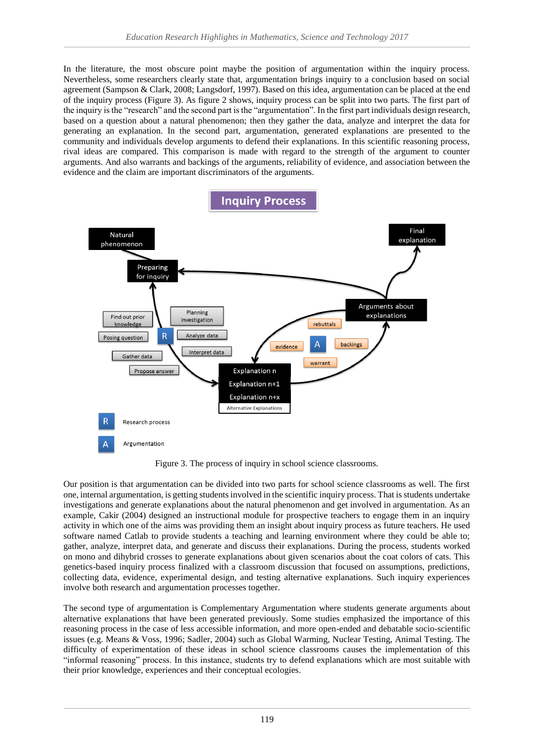In the literature, the most obscure point maybe the position of argumentation within the inquiry process. Nevertheless, some researchers clearly state that, argumentation brings inquiry to a conclusion based on social agreement (Sampson & Clark, 2008; Langsdorf, 1997). Based on this idea, argumentation can be placed at the end of the inquiry process (Figure 3). As figure 2 shows, inquiry process can be split into two parts. The first part of the inquiry is the "research" and the second part is the "argumentation". In the first part individuals design research, based on a question about a natural phenomenon; then they gather the data, analyze and interpret the data for generating an explanation. In the second part, argumentation, generated explanations are presented to the community and individuals develop arguments to defend their explanations. In this scientific reasoning process, rival ideas are compared. This comparison is made with regard to the strength of the argument to counter arguments. And also warrants and backings of the arguments, reliability of evidence, and association between the evidence and the claim are important discriminators of the arguments.

Figure 3. The process of inquiry in school science classrooms.

Our position is that argumentation can be divided into two parts for school science classrooms as well. The first one, internal argumentation, is getting students involved in the scientific inquiry process. That is students undertake investigations and generate explanations about the natural phenomenon and get involved in argumentation. As an example, Cakir (2004) designed an instructional module for prospective teachers to engage them in an inquiry activity in which one of the aims was providing them an insight about inquiry process as future teachers. He used software named Catlab to provide students a teaching and learning environment where they could be able to; gather, analyze, interpret data, and generate and discuss their explanations. During the process, students worked on mono and dihybrid crosses to generate explanations about given scenarios about the coat colors of cats. This genetics-based inquiry process finalized with a classroom discussion that focused on assumptions, predictions, collecting data, evidence, experimental design, and testing alternative explanations. Such inquiry experiences involve both research and argumentation processes together.

The second type of argumentation is Complementary Argumentation where students generate arguments about alternative explanations that have been generated previously. Some studies emphasized the importance of this reasoning process in the case of less accessible information, and more open-ended and debatable socio-scientific issues (e.g. Means & Voss, 1996; Sadler, 2004) such as Global Warming, Nuclear Testing, Animal Testing. The difficulty of experimentation of these ideas in school science classrooms causes the implementation of this "informal reasoning" process. In this instance, students try to defend explanations which are most suitable with their prior knowledge, experiences and their conceptual ecologies.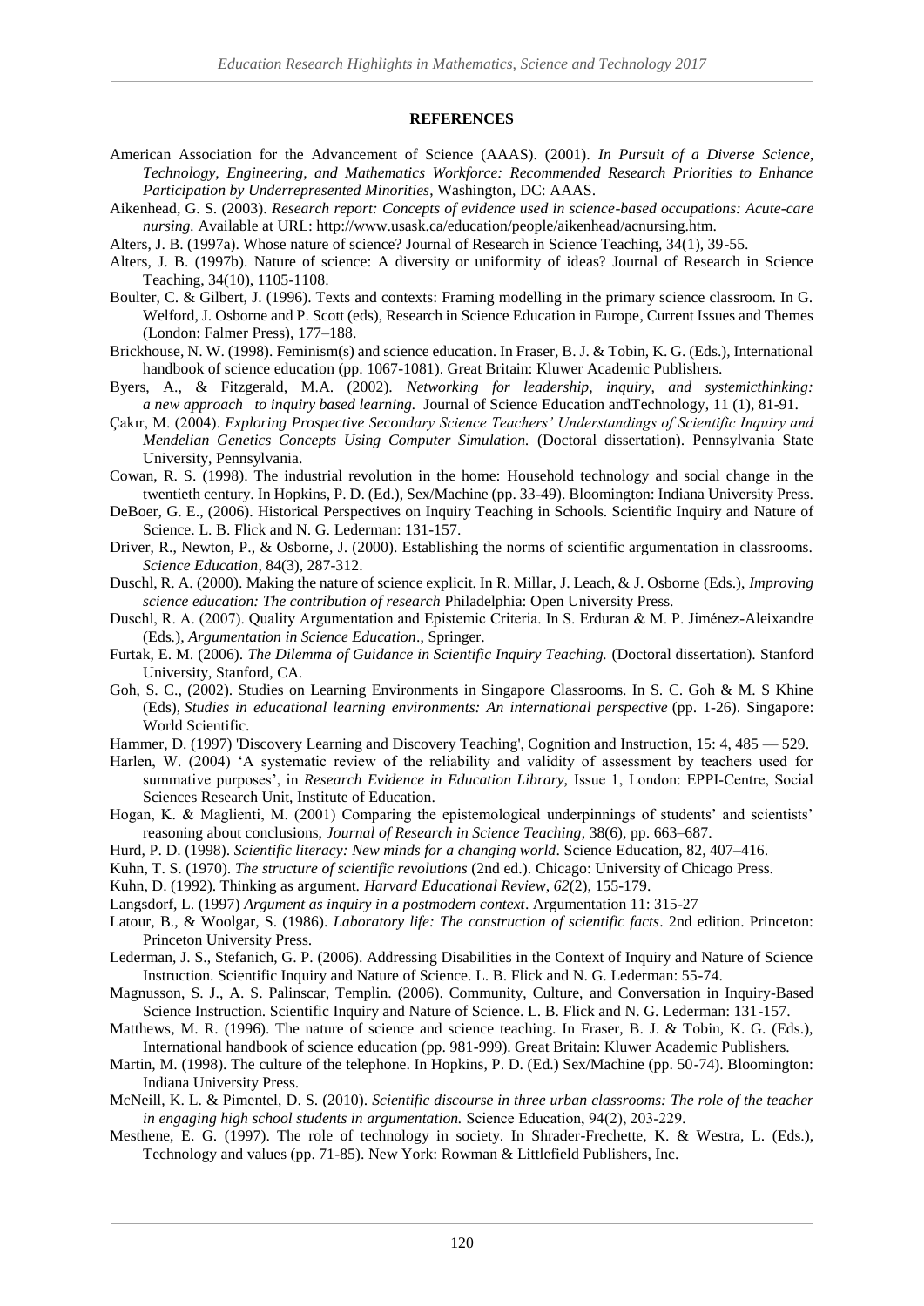## REFERENCES

American Association for the Advancement of Science (AAAS). (2001). *In Pursuit of a Diverse Science, Technology, Engineering, and Mathematics Workforce: Recommended Research Priorities to Enhance Participation by Underrepresented Minorities,* Washington, DC: AAAS.

Aikenhead, G. S. (2003). *Research report: Concepts of evidence used in science-based occupations: Acute-care nursing.* Available at URL: http://www.usask.ca/education/people/aikenhead/acnursing.htm.

Alters, J. B. (1997a). Whose nature of science? Journal of Research in Science Teaching, 34(1), 39-55.

Alters, J. B. (1997b). Nature of science: A diversity or uniformity of ideas? Journal of Research in Science Teaching, 34(10), 1105-1108.

Boulter, C. & Gilbert, J. (1996). Texts and contexts: Framing modelling in the primary science classroom. In G. Welford, J. Osborne and P. Scott (eds), Research in Science Education in Europe, Current Issues and Themes (London: Falmer Press), 177–188.

Brickhouse, N. W. (1998). Feminism(s) and science education. In Fraser, B. J. & Tobin, K. G. (Eds.), International handbook of science education (pp. 1067-1081). Great Britain: Kluwer Academic Publishers.

Byers, A., & Fitzgerald, M.A. (2002). *Networking for leadership, inquiry, and systemicthinking: a new approach to inquiry based learning.* Journal of Science Education andTechnology, 11 (1), 81-91.

Çakır, M. (2004). *Exploring Prospective Secondary Science Teachers' Understandings of Scientific Inquiry and Mendelian Genetics Concepts Using Computer Simulation.* (Doctoral dissertation). Pennsylvania State University, Pennsylvania.

Cowan, R. S. (1998). The industrial revolution in the home: Household technology and social change in the twentieth century. In Hopkins, P. D. (Ed.), Sex/Machine (pp. 33-49). Bloomington: Indiana University Press.

DeBoer, G. E., (2006). Historical Perspectives on Inquiry Teaching in Schools. Scientific Inquiry and Nature of Science. L. B. Flick and N. G. Lederman: 131-157.

Driver, R., Newton, P., & Osborne, J. (2000). Establishing the norms of scientific argumentation in classrooms. *Science Education*, 84(3), 287-312.

Duschl, R. A. (2000). Making the nature of science explicit. In R. Millar, J. Leach, & J. Osborne (Eds.), *Improving science education: The contribution of research* Philadelphia: Open University Press.

Duschl, R. A. (2007). Quality Argumentation and Epistemic Criteria. In S. Erduran & M. P. Jiménez-Aleixandre (Eds.), *Argumentation in Science Education*., Springer.

Furtak, E. M. (2006). *The Dilemma of Guidance in Scientific Inquiry Teaching.* (Doctoral dissertation). Stanford University, Stanford, CA.

Goh, S. C., (2002). Studies on Learning Environments in Singapore Classrooms. In S. C. Goh & M. S Khine (Eds), *Studies in educational learning environments: An international perspective* (pp. 1-26). Singapore: World Scientific.

Hammer, D. (1997) 'Discovery Learning and Discovery Teaching', Cognition and Instruction, 15: 4, 485 — 529.

Harlen, W. (2004) 'A systematic review of the reliability and validity of assessment by teachers used for summative purposes', in *Research Evidence in Education Library,* Issue 1, London: EPPI-Centre, Social Sciences Research Unit, Institute of Education.

Hogan, K. & Maglienti, M. (2001) Comparing the epistemological underpinnings of students' and scientists' reasoning about conclusions, *Journal of Research in Science Teaching*, 38(6), pp. 663–687.

Hurd, P. D. (1998). *Scientific literacy: New minds for a changing world*. Science Education, 82, 407–416.

Kuhn, T. S. (1970). *The structure of scientific revolutions* (2nd ed.). Chicago: University of Chicago Press.

Kuhn, D. (1992). Thinking as argument. *Harvard Educational Review*, *62*(2), 155-179.

Langsdorf, L. (1997) *Argument as inquiry in a postmodern context*. Argumentation 11: 315-27

Latour, B., & Woolgar, S. (1986). *Laboratory life: The construction of scientific facts*. 2nd edition. Princeton: Princeton University Press.

Lederman, J. S., Stefanich, G. P. (2006). Addressing Disabilities in the Context of Inquiry and Nature of Science Instruction. Scientific Inquiry and Nature of Science. L. B. Flick and N. G. Lederman: 55-74.

Magnusson, S. J., A. S. Palinscar, Templin. (2006). Community, Culture, and Conversation in Inquiry-Based Science Instruction. Scientific Inquiry and Nature of Science. L. B. Flick and N. G. Lederman: 131-157.

Matthews, M. R. (1996). The nature of science and science teaching. In Fraser, B. J. & Tobin, K. G. (Eds.), International handbook of science education (pp. 981-999). Great Britain: Kluwer Academic Publishers.

Martin, M. (1998). The culture of the telephone. In Hopkins, P. D. (Ed.) Sex/Machine (pp. 50-74). Bloomington: Indiana University Press.

McNeill, K. L. & Pimentel, D. S. (2010). *Scientific discourse in three urban classrooms: The role of the teacher in engaging high school students in argumentation.* Science Education, 94(2), 203-229.

Mesthene, E. G. (1997). The role of technology in society. In Shrader-Frechette, K. & Westra, L. (Eds.), Technology and values (pp. 71-85). New York: Rowman & Littlefield Publishers, Inc.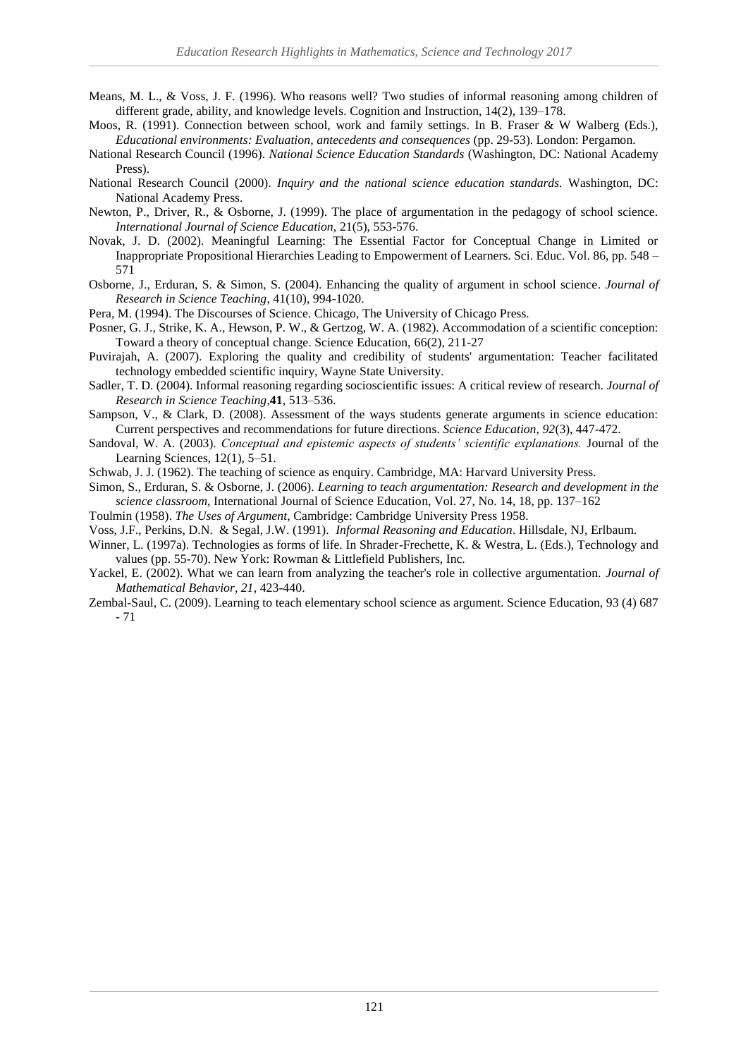Means, M. L., & Voss, J. F. (1996). Who reasons well? Two studies of informal reasoning among children of different grade, ability, and knowledge levels. Cognition and Instruction, 14(2), 139–178.

Moos, R. (1991). Connection between school, work and family settings. In B. Fraser & W Walberg (Eds.), *Educational environments: Evaluation, antecedents and consequences* (pp. 29-53). London: Pergamon.

National Research Council (1996). *National Science Education Standards* (Washington, DC: National Academy Press).

National Research Council (2000). *Inquiry and the national science education standards.* Washington, DC: National Academy Press.

Newton, P., Driver, R., & Osborne, J. (1999). The place of argumentation in the pedagogy of school science. *International Journal of Science Education*, 21(5), 553-576.

Novak, J. D. (2002). Meaningful Learning: The Essential Factor for Conceptual Change in Limited or Inappropriate Propositional Hierarchies Leading to Empowerment of Learners. Sci. Educ. Vol. 86, pp. 548 – 571

Osborne, J., Erduran, S. & Simon, S. (2004). Enhancing the quality of argument in school science. *Journal of Research in Science Teaching*, 41(10), 994-1020.

Pera, M. (1994). The Discourses of Science. Chicago, The University of Chicago Press.

Posner, G. J., Strike, K. A., Hewson, P. W., & Gertzog, W. A. (1982). Accommodation of a scientific conception: Toward a theory of conceptual change. Science Education, 66(2), 211-27

Puvirajah, A. (2007). Exploring the quality and credibility of students' argumentation: Teacher facilitated technology embedded scientific inquiry, Wayne State University.

Sadler, T. D. (2004). Informal reasoning regarding socioscientific issues: A critical review of research. *Journal of Research in Science Teaching*,**41**, 513–536.

Sampson, V., & Clark, D. (2008). Assessment of the ways students generate arguments in science education: Current perspectives and recommendations for future directions. *Science Education, 92*(3), 447-472.

Sandoval, W. A. (2003). *Conceptual and epistemic aspects of students' scientific explanations.* Journal of the Learning Sciences, 12(1), 5–51.

Schwab, J. J. (1962). The teaching of science as enquiry. Cambridge, MA: Harvard University Press.

Simon, S., Erduran, S. & Osborne, J. (2006). *Learning to teach argumentation: Research and development in the science classroom*, International Journal of Science Education, Vol. 27, No. 14, 18, pp. 137–162

Toulmin (1958). *The Uses of Argument*, Cambridge: Cambridge University Press 1958.

Voss, J.F., Perkins, D.N. & Segal, J.W. (1991). *Informal Reasoning and Education*. Hillsdale, NJ, Erlbaum.

Winner, L. (1997a). Technologies as forms of life. In Shrader-Frechette, K. & Westra, L. (Eds.), Technology and values (pp. 55-70). New York: Rowman & Littlefield Publishers, Inc.

Yackel, E. (2002). What we can learn from analyzing the teacher's role in collective argumentation. *Journal of Mathematical Behavior, 21*, 423-440.

Zembal-Saul, C. (2009). Learning to teach elementary school science as argument. Science Education, 93 (4) 687 - 71